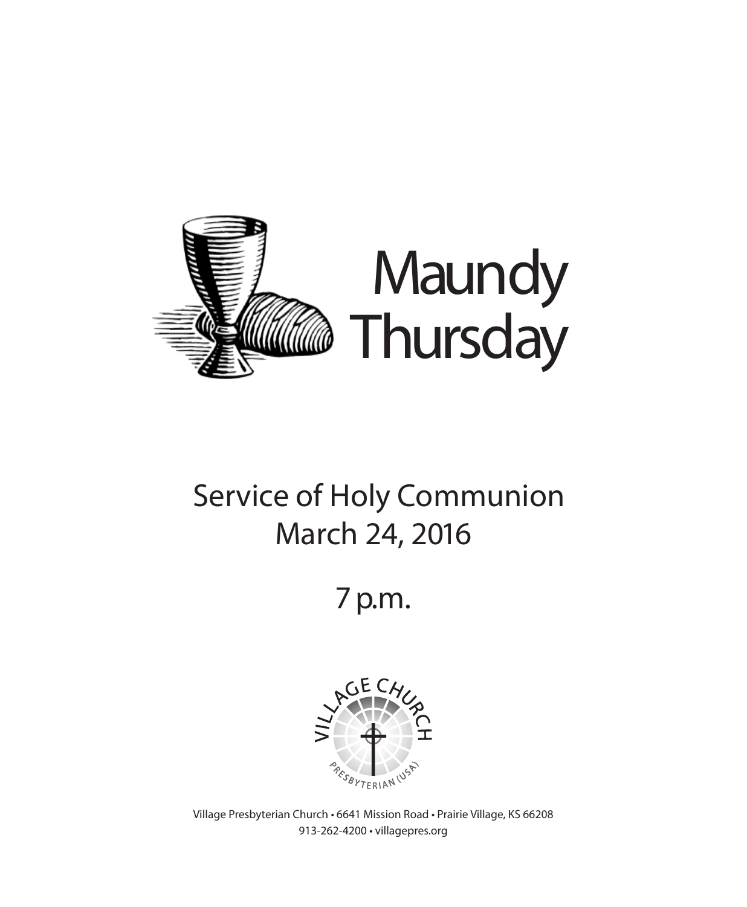# Maundy Thursday

## Service of Holy Communion
## March 24, 2016

## 7 p.m.

VILLAGE CHURCH
PRESBYTERIAN (USA)

Village Presbyterian Church • 6641 Mission Road • Prairie Village, KS 66208
913-262-4200 • villagepres.org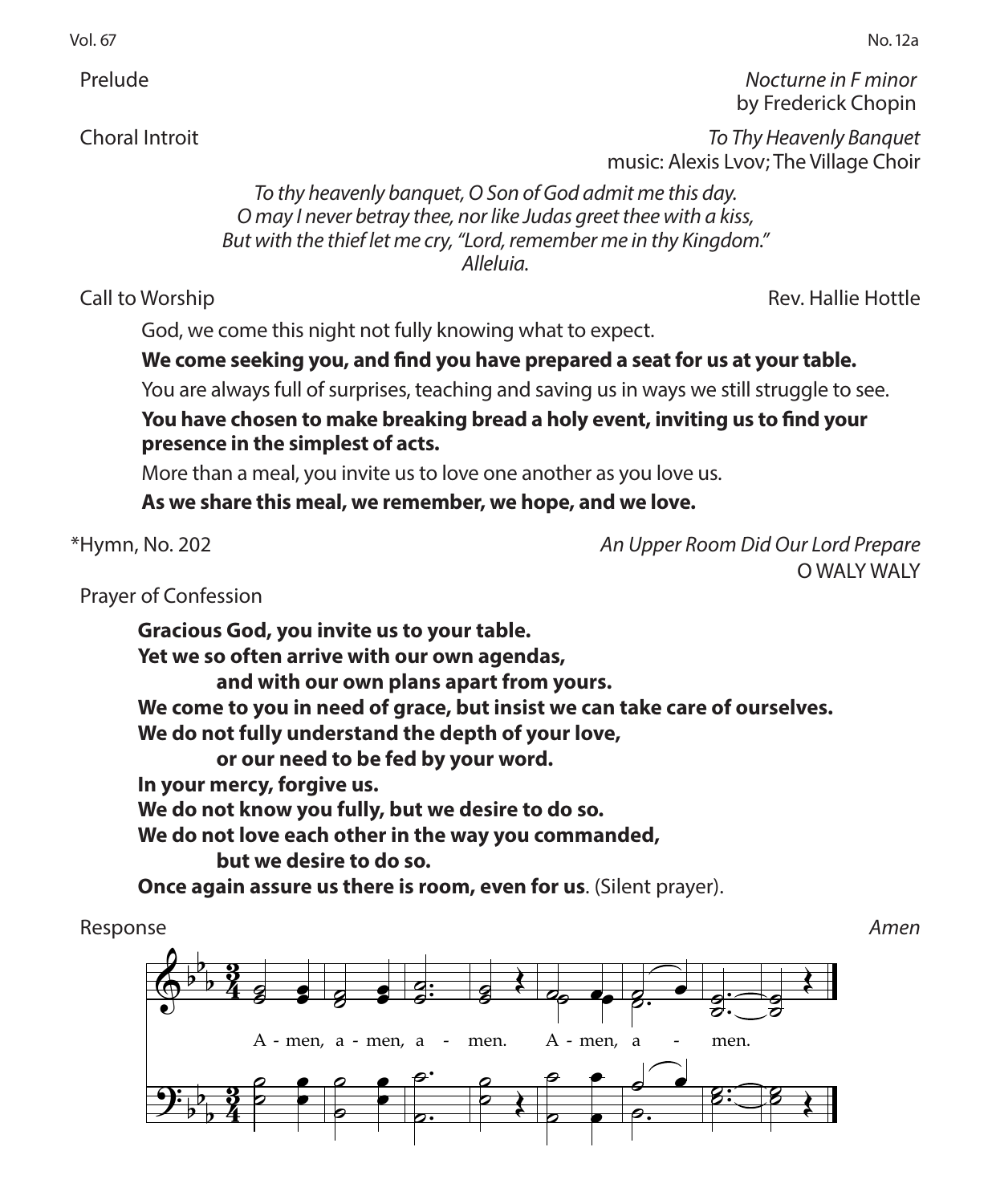Prelude *Nocturne in F minor*
by Frederick Chopin

Choral Introit *To Thy Heavenly Banquet*
music: Alexis Lvov; The Village Choir

*To thy heavenly banquet, O Son of God admit me this day.*
*O may I never betray thee, nor like Judas greet thee with a kiss,*
*But with the thief let me cry, "Lord, remember me in thy Kingdom."*
*Alleluia.*

Call to Worship Rev. Hallie Hottle

God, we come this night not fully knowing what to expect.

**We come seeking you, and find you have prepared a seat for us at your table.**

You are always full of surprises, teaching and saving us in ways we still struggle to see.

**You have chosen to make breaking bread a holy event, inviting us to find your presence in the simplest of acts.**

More than a meal, you invite us to love one another as you love us.

**As we share this meal, we remember, we hope, and we love.**

*Hymn, No. 202 *An Upper Room Did Our Lord Prepare*
O WALY WALY

Prayer of Confession

**Gracious God, you invite us to your table.**
**Yet we so often arrive with our own agendas,**
**and with our own plans apart from yours.**
**We come to you in need of grace, but insist we can take care of ourselves.**
**We do not fully understand the depth of your love,**
**or our need to be fed by your word.**
**In your mercy, forgive us.**
**We do not know you fully, but we desire to do so.**
**We do not love each other in the way you commanded,**
**but we desire to do so.**
**Once again assure us there is room, even for us**. (Silent prayer).

Response *Amen*

A - men, a - men, a - men. A - men, a - men.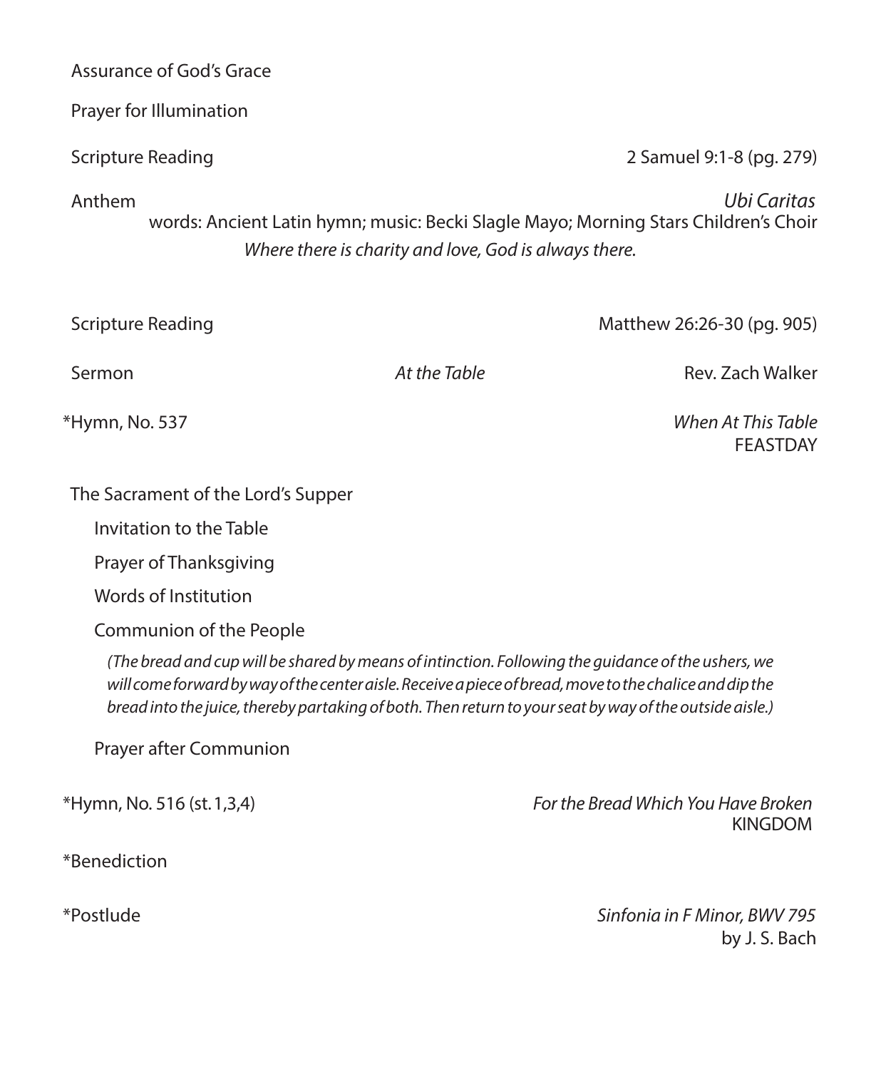Assurance of God's Grace

Prayer for Illumination

Scripture Reading — 2 Samuel 9:1-8 (pg. 279)

Anthem — *Ubi Caritas*
words: Ancient Latin hymn; music: Becki Slagle Mayo; Morning Stars Children's Choir
*Where there is charity and love, God is always there.*

Scripture Reading — Matthew 26:26-30 (pg. 905)

Sermon — *At the Table* — Rev. Zach Walker

*Hymn, No. 537 — *When At This Table*
FEASTDAY

The Sacrament of the Lord's Supper

- Invitation to the Table
- Prayer of Thanksgiving
- Words of Institution
- Communion of the People

  *(The bread and cup will be shared by means of intinction. Following the guidance of the ushers, we will come forward by way of the center aisle. Receive a piece of bread, move to the chalice and dip the bread into the juice, thereby partaking of both. Then return to your seat by way of the outside aisle.)*

- Prayer after Communion

*Hymn, No. 516 (st. 1,3,4) — *For the Bread Which You Have Broken*
KINGDOM

*Benediction

*Postlude — *Sinfonia in F Minor, BWV 795*
by J. S. Bach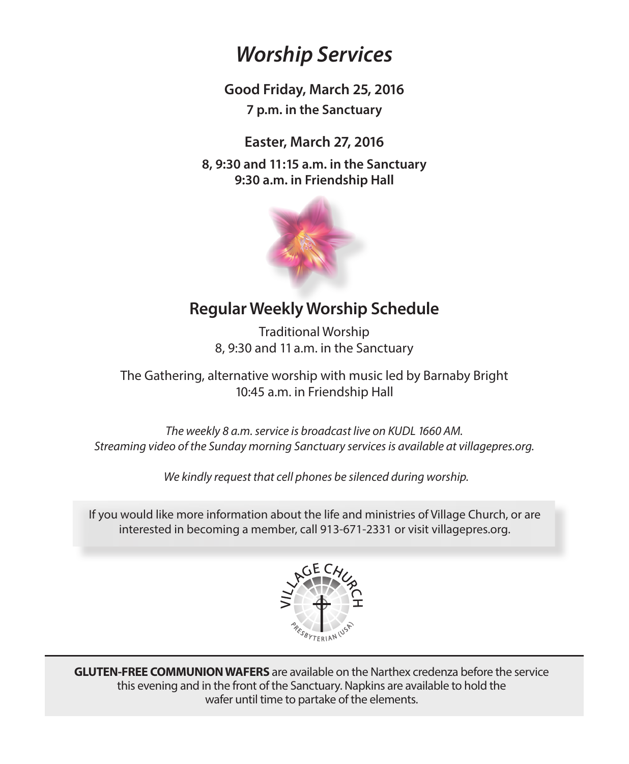# *Worship Services*

**Good Friday, March 25, 2016**

**7 p.m. in the Sanctuary**

**Easter, March 27, 2016**

**8, 9:30 and 11:15 a.m. in the Sanctuary**
**9:30 a.m. in Friendship Hall**

## Regular Weekly Worship Schedule

Traditional Worship
8, 9:30 and 11 a.m. in the Sanctuary

The Gathering, alternative worship with music led by Barnaby Bright
10:45 a.m. in Friendship Hall

*The weekly 8 a.m. service is broadcast live on KUDL 1660 AM.*
*Streaming video of the Sunday morning Sanctuary services is available at villagepres.org.*

*We kindly request that cell phones be silenced during worship.*

If you would like more information about the life and ministries of Village Church, or are interested in becoming a member, call 913-671-2331 or visit villagepres.org.

VILLAGE CHURCH
PRESBYTERIAN (USA)

**GLUTEN-FREE COMMUNION WAFERS** are available on the Narthex credenza before the service this evening and in the front of the Sanctuary. Napkins are available to hold the wafer until time to partake of the elements.